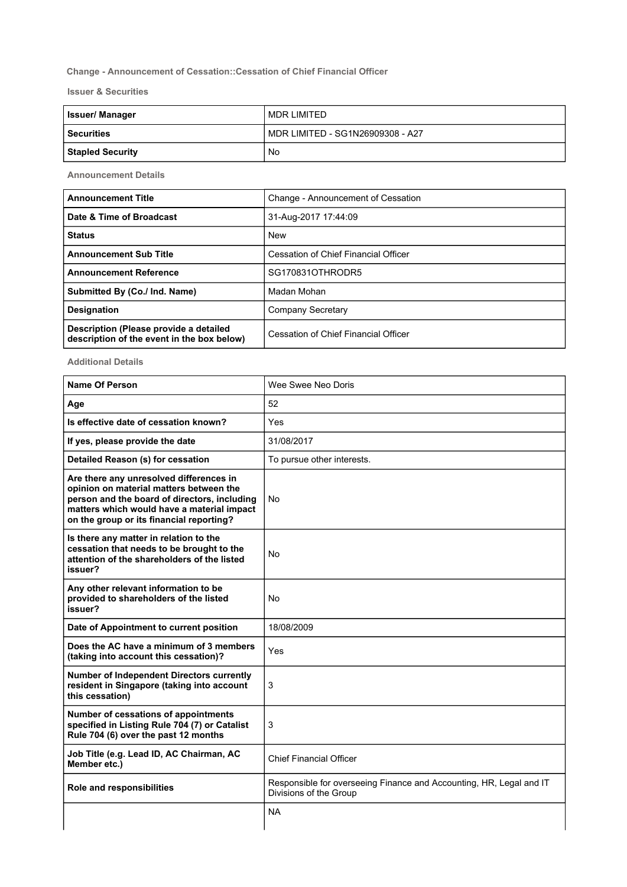### Change - Announcement of Cessation::Cessation of Chief Financial Officer

#### Issuer & Securities

| | |
|---|---|
| **Issuer/ Manager** | MDR LIMITED |
| **Securities** | MDR LIMITED - SG1N26909308 - A27 |
| **Stapled Security** | No |

#### Announcement Details

| | |
|---|---|
| **Announcement Title** | Change - Announcement of Cessation |
| **Date & Time of Broadcast** | 31-Aug-2017 17:44:09 |
| **Status** | New |
| **Announcement Sub Title** | Cessation of Chief Financial Officer |
| **Announcement Reference** | SG170831OTHRODR5 |
| **Submitted By (Co./ Ind. Name)** | Madan Mohan |
| **Designation** | Company Secretary |
| **Description (Please provide a detailed description of the event in the box below)** | Cessation of Chief Financial Officer |

#### Additional Details

| | |
|---|---|
| **Name Of Person** | Wee Swee Neo Doris |
| **Age** | 52 |
| **Is effective date of cessation known?** | Yes |
| **If yes, please provide the date** | 31/08/2017 |
| **Detailed Reason (s) for cessation** | To pursue other interests. |
| **Are there any unresolved differences in opinion on material matters between the person and the board of directors, including matters which would have a material impact on the group or its financial reporting?** | No |
| **Is there any matter in relation to the cessation that needs to be brought to the attention of the shareholders of the listed issuer?** | No |
| **Any other relevant information to be provided to shareholders of the listed issuer?** | No |
| **Date of Appointment to current position** | 18/08/2009 |
| **Does the AC have a minimum of 3 members (taking into account this cessation)?** | Yes |
| **Number of Independent Directors currently resident in Singapore (taking into account this cessation)** | 3 |
| **Number of cessations of appointments specified in Listing Rule 704 (7) or Catalist Rule 704 (6) over the past 12 months** | 3 |
| **Job Title (e.g. Lead ID, AC Chairman, AC Member etc.)** | Chief Financial Officer |
| **Role and responsibilities** | Responsible for overseeing Finance and Accounting, HR, Legal and IT Divisions of the Group |
| | NA |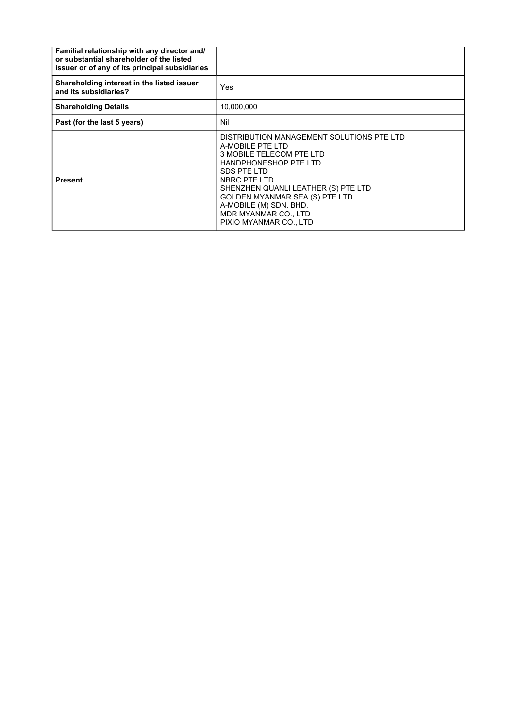| | |
|---|---|
| **Familial relationship with any director and/ or substantial shareholder of the listed issuer or of any of its principal subsidiaries** | |
| **Shareholding interest in the listed issuer and its subsidiaries?** | Yes |
| **Shareholding Details** | 10,000,000 |
| **Past (for the last 5 years)** | Nil |
| **Present** | DISTRIBUTION MANAGEMENT SOLUTIONS PTE LTD<br>A-MOBILE PTE LTD<br>3 MOBILE TELECOM PTE LTD<br>HANDPHONESHOP PTE LTD<br>SDS PTE LTD<br>NBRC PTE LTD<br>SHENZHEN QUANLI LEATHER (S) PTE LTD<br>GOLDEN MYANMAR SEA (S) PTE LTD<br>A-MOBILE (M) SDN. BHD.<br>MDR MYANMAR CO., LTD<br>PIXIO MYANMAR CO., LTD |